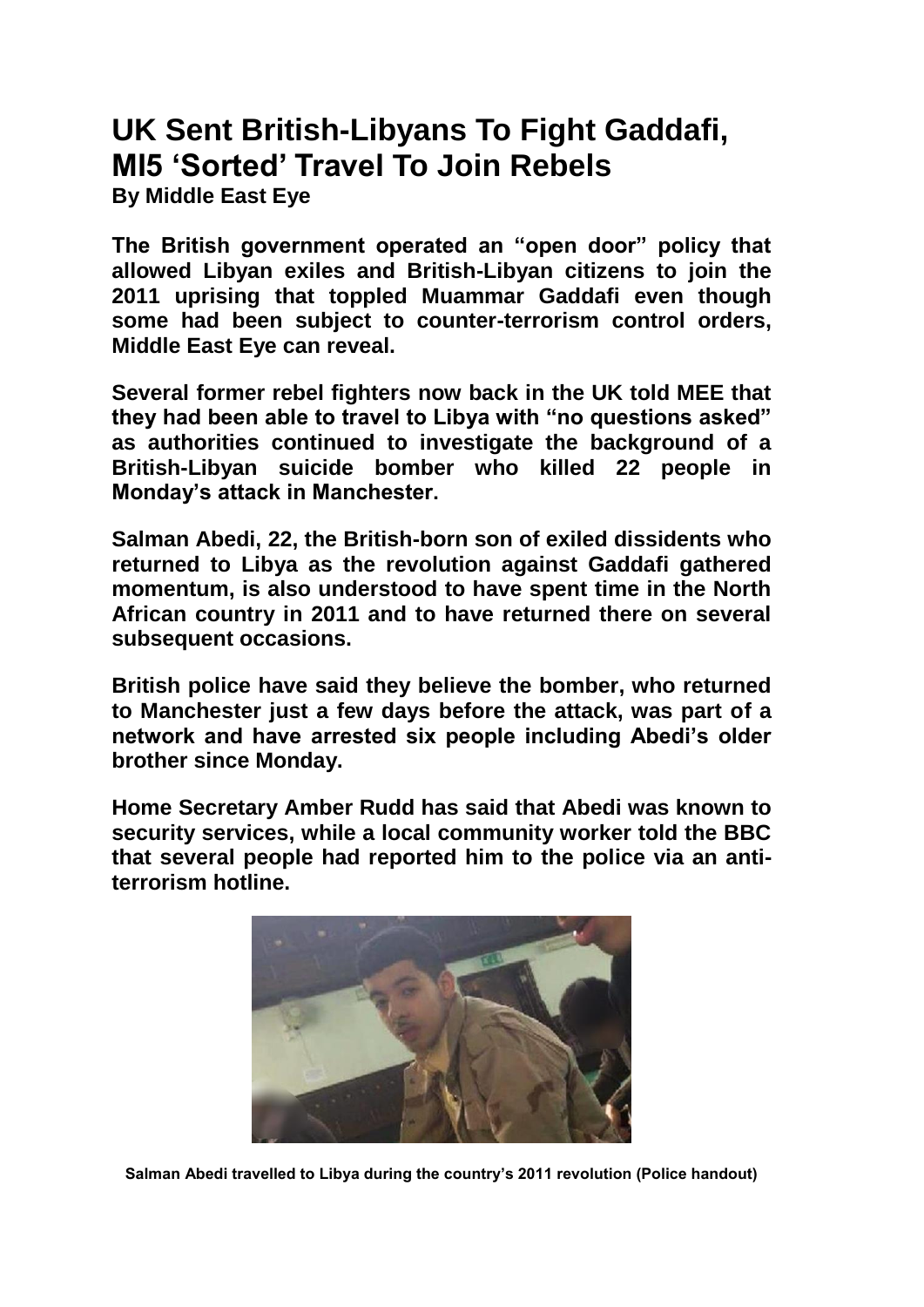# UK Sent British-Libyans To Fight Gaddafi, MI5 'Sorted' Travel To Join Rebels

**By Middle East Eye**

**The British government operated an "open door" policy that allowed Libyan exiles and British-Libyan citizens to join the 2011 uprising that toppled Muammar Gaddafi even though some had been subject to counter-terrorism control orders, Middle East Eye can reveal.**

**Several former rebel fighters now back in the UK told MEE that they had been able to travel to Libya with "no questions asked" as authorities continued to investigate the background of a British-Libyan suicide bomber who killed 22 people in Monday's attack in Manchester.**

**Salman Abedi, 22, the British-born son of exiled dissidents who returned to Libya as the revolution against Gaddafi gathered momentum, is also understood to have spent time in the North African country in 2011 and to have returned there on several subsequent occasions.**

**British police have said they believe the bomber, who returned to Manchester just a few days before the attack, was part of a network and have arrested six people including Abedi's older brother since Monday.**

**Home Secretary Amber Rudd has said that Abedi was known to security services, while a local community worker told the BBC that several people had reported him to the police via an anti-terrorism hotline.**

**Salman Abedi travelled to Libya during the country's 2011 revolution (Police handout)**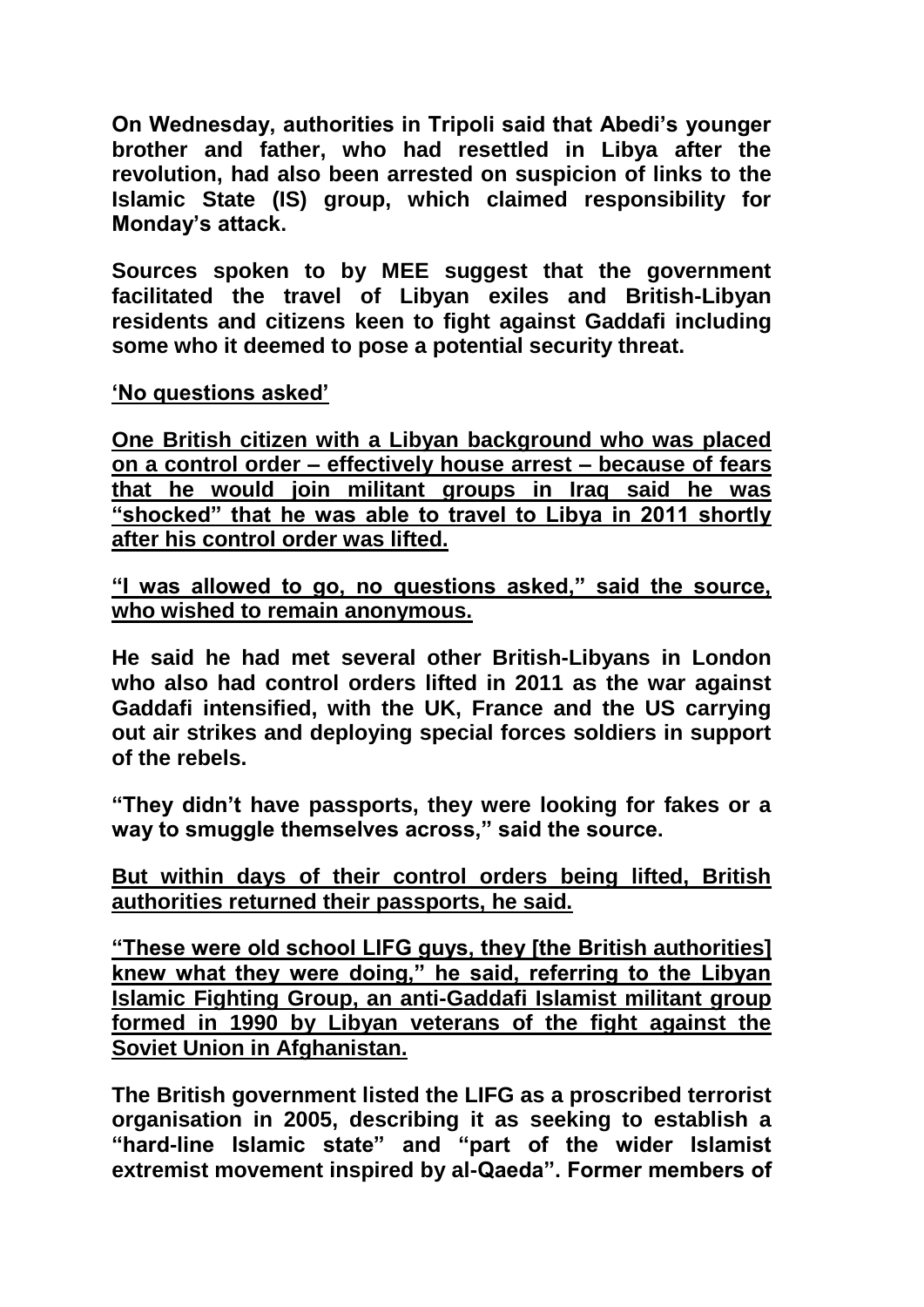**On Wednesday, authorities in Tripoli said that Abedi's younger brother and father, who had resettled in Libya after the revolution, had also been arrested on suspicion of links to the Islamic State (IS) group, which claimed responsibility for Monday's attack.**

**Sources spoken to by MEE suggest that the government facilitated the travel of Libyan exiles and British-Libyan residents and citizens keen to fight against Gaddafi including some who it deemed to pose a potential security threat.**

<u>**'No questions asked'**</u>

<u>**One British citizen with a Libyan background who was placed on a control order – effectively house arrest – because of fears that he would join militant groups in Iraq said he was "shocked" that he was able to travel to Libya in 2011 shortly after his control order was lifted.**</u>

<u>**"I was allowed to go, no questions asked," said the source, who wished to remain anonymous.**</u>

**He said he had met several other British-Libyans in London who also had control orders lifted in 2011 as the war against Gaddafi intensified, with the UK, France and the US carrying out air strikes and deploying special forces soldiers in support of the rebels.**

**"They didn't have passports, they were looking for fakes or a way to smuggle themselves across," said the source.**

<u>**But within days of their control orders being lifted, British authorities returned their passports, he said.**</u>

<u>**"These were old school LIFG guys, they [the British authorities] knew what they were doing," he said, referring to the Libyan Islamic Fighting Group, an anti-Gaddafi Islamist militant group formed in 1990 by Libyan veterans of the fight against the Soviet Union in Afghanistan.**</u>

**The British government listed the LIFG as a proscribed terrorist organisation in 2005, describing it as seeking to establish a "hard-line Islamic state" and "part of the wider Islamist extremist movement inspired by al-Qaeda". Former members of**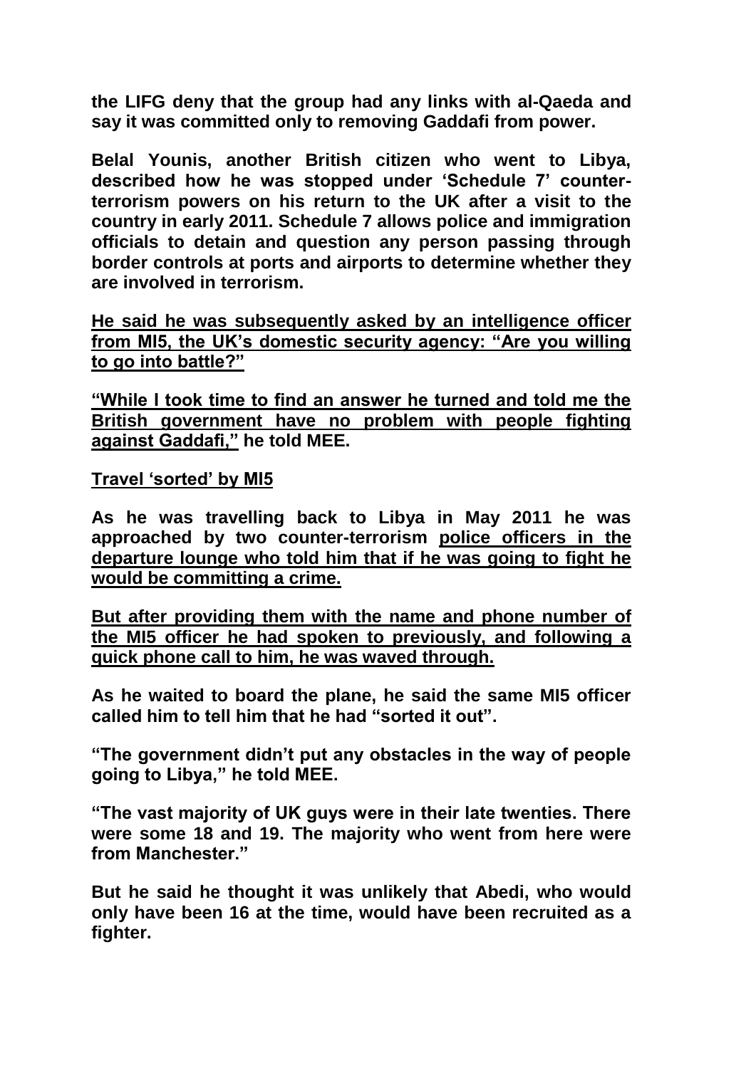**the LIFG deny that the group had any links with al-Qaeda and say it was committed only to removing Gaddafi from power.**

**Belal Younis, another British citizen who went to Libya, described how he was stopped under 'Schedule 7' counter-terrorism powers on his return to the UK after a visit to the country in early 2011. Schedule 7 allows police and immigration officials to detain and question any person passing through border controls at ports and airports to determine whether they are involved in terrorism.**

<u>**He said he was subsequently asked by an intelligence officer from MI5, the UK's domestic security agency: "Are you willing to go into battle?"**</u>

<u>**"While I took time to find an answer he turned and told me the British government have no problem with people fighting against Gaddafi,"**</u> **he told MEE.**

<u>**Travel 'sorted' by MI5**</u>

**As he was travelling back to Libya in May 2011 he was approached by two counter-terrorism** <u>**police officers in the departure lounge who told him that if he was going to fight he would be committing a crime.**</u>

<u>**But after providing them with the name and phone number of the MI5 officer he had spoken to previously, and following a quick phone call to him, he was waved through.**</u>

**As he waited to board the plane, he said the same MI5 officer called him to tell him that he had "sorted it out".**

**"The government didn't put any obstacles in the way of people going to Libya," he told MEE.**

**"The vast majority of UK guys were in their late twenties. There were some 18 and 19. The majority who went from here were from Manchester."**

**But he said he thought it was unlikely that Abedi, who would only have been 16 at the time, would have been recruited as a fighter.**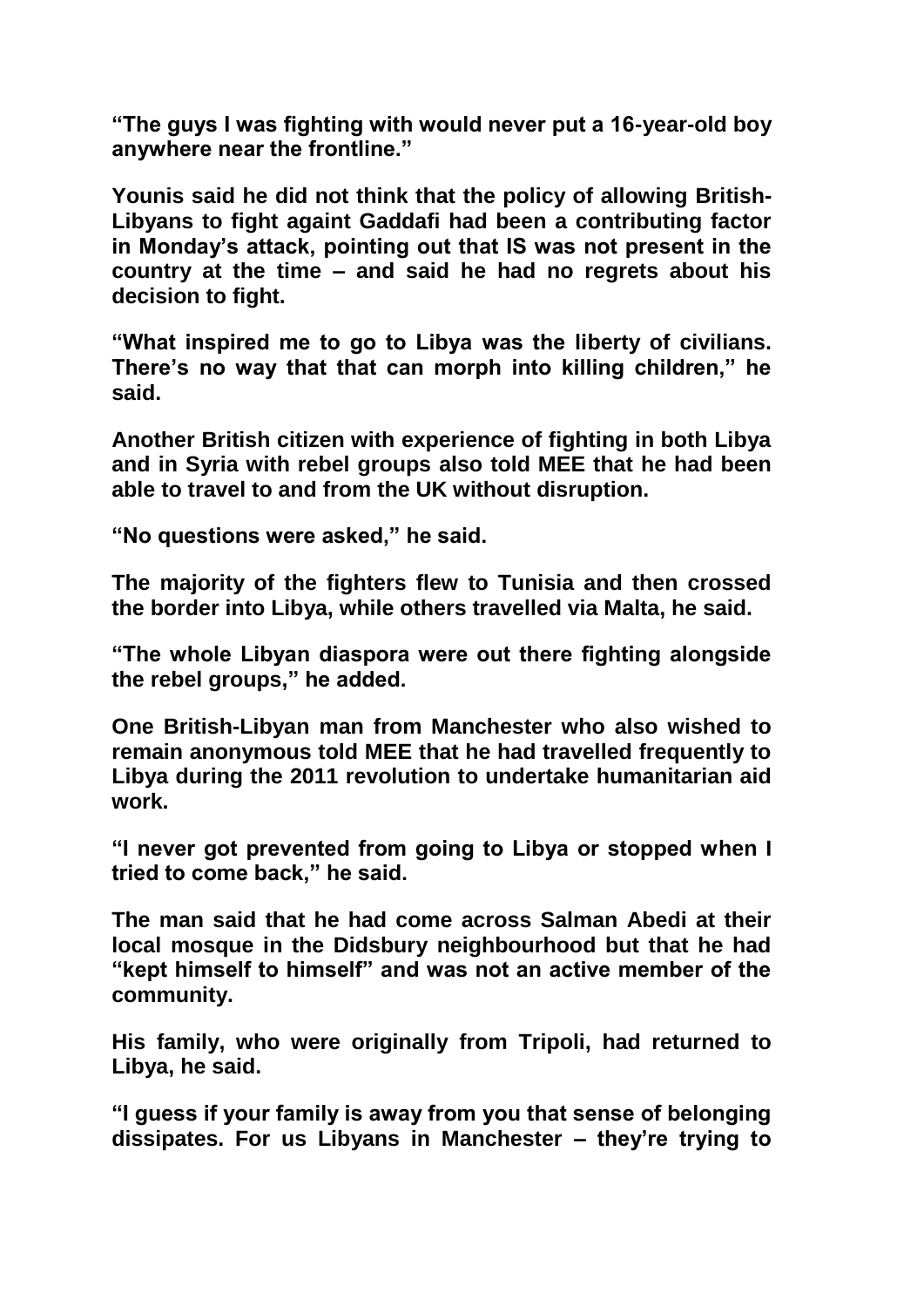**"The guys I was fighting with would never put a 16-year-old boy anywhere near the frontline."**

**Younis said he did not think that the policy of allowing British-Libyans to fight againt Gaddafi had been a contributing factor in Monday's attack, pointing out that IS was not present in the country at the time – and said he had no regrets about his decision to fight.**

**"What inspired me to go to Libya was the liberty of civilians. There's no way that that can morph into killing children," he said.**

**Another British citizen with experience of fighting in both Libya and in Syria with rebel groups also told MEE that he had been able to travel to and from the UK without disruption.**

**"No questions were asked," he said.**

**The majority of the fighters flew to Tunisia and then crossed the border into Libya, while others travelled via Malta, he said.**

**"The whole Libyan diaspora were out there fighting alongside the rebel groups," he added.**

**One British-Libyan man from Manchester who also wished to remain anonymous told MEE that he had travelled frequently to Libya during the 2011 revolution to undertake humanitarian aid work.**

**"I never got prevented from going to Libya or stopped when I tried to come back," he said.**

**The man said that he had come across Salman Abedi at their local mosque in the Didsbury neighbourhood but that he had "kept himself to himself" and was not an active member of the community.**

**His family, who were originally from Tripoli, had returned to Libya, he said.**

**"I guess if your family is away from you that sense of belonging dissipates. For us Libyans in Manchester – they're trying to**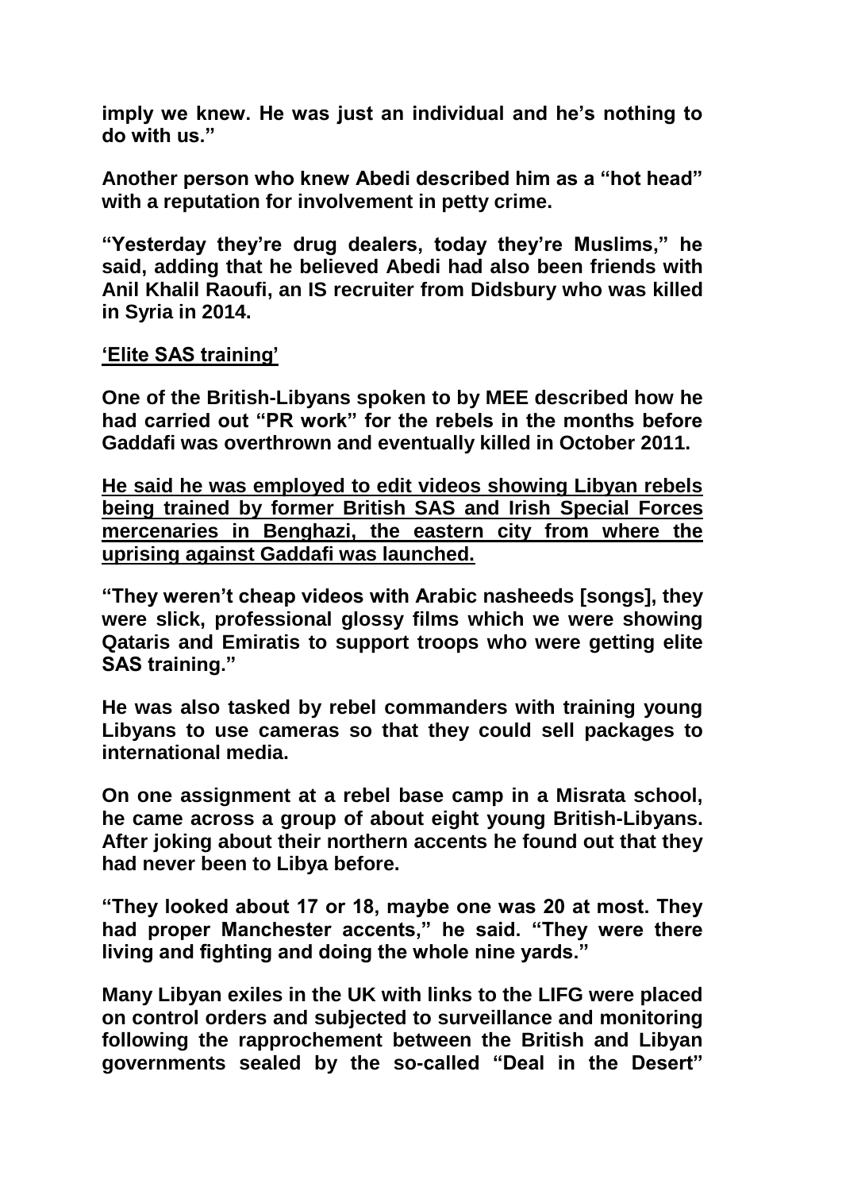**imply we knew. He was just an individual and he's nothing to do with us."**

**Another person who knew Abedi described him as a "hot head" with a reputation for involvement in petty crime.**

**"Yesterday they're drug dealers, today they're Muslims," he said, adding that he believed Abedi had also been friends with Anil Khalil Raoufi, an IS recruiter from Didsbury who was killed in Syria in 2014.**

**<u>'Elite SAS training'</u>**

**One of the British-Libyans spoken to by MEE described how he had carried out "PR work" for the rebels in the months before Gaddafi was overthrown and eventually killed in October 2011.**

**<u>He said he was employed to edit videos showing Libyan rebels being trained by former British SAS and Irish Special Forces mercenaries in Benghazi, the eastern city from where the uprising against Gaddafi was launched.</u>**

**"They weren't cheap videos with Arabic nasheeds [songs], they were slick, professional glossy films which we were showing Qataris and Emiratis to support troops who were getting elite SAS training."**

**He was also tasked by rebel commanders with training young Libyans to use cameras so that they could sell packages to international media.**

**On one assignment at a rebel base camp in a Misrata school, he came across a group of about eight young British-Libyans. After joking about their northern accents he found out that they had never been to Libya before.**

**"They looked about 17 or 18, maybe one was 20 at most. They had proper Manchester accents," he said. "They were there living and fighting and doing the whole nine yards."**

**Many Libyan exiles in the UK with links to the LIFG were placed on control orders and subjected to surveillance and monitoring following the rapprochement between the British and Libyan governments sealed by the so-called "Deal in the Desert"**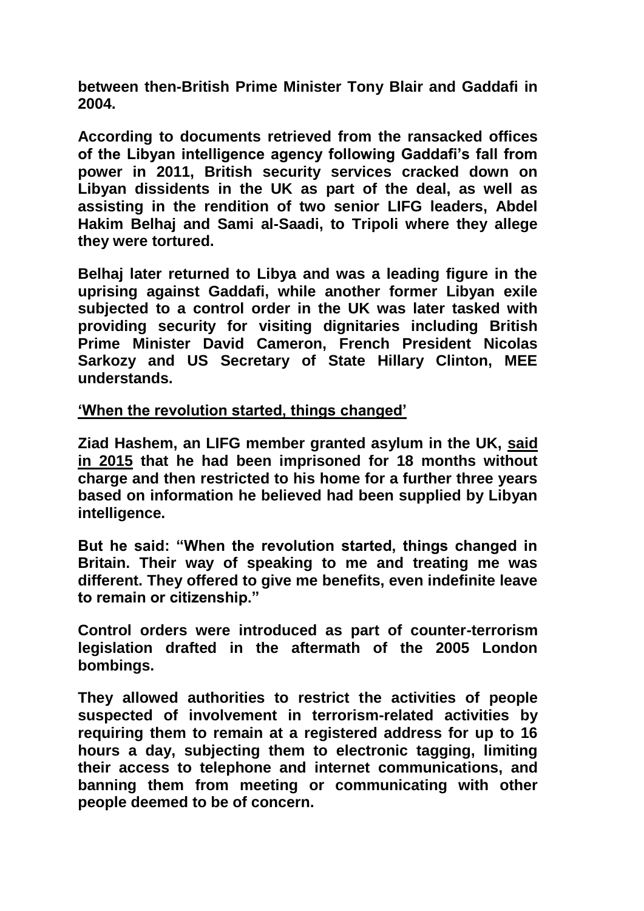**between then-British Prime Minister Tony Blair and Gaddafi in 2004.**

**According to documents retrieved from the ransacked offices of the Libyan intelligence agency following Gaddafi's fall from power in 2011, British security services cracked down on Libyan dissidents in the UK as part of the deal, as well as assisting in the rendition of two senior LIFG leaders, Abdel Hakim Belhaj and Sami al-Saadi, to Tripoli where they allege they were tortured.**

**Belhaj later returned to Libya and was a leading figure in the uprising against Gaddafi, while another former Libyan exile subjected to a control order in the UK was later tasked with providing security for visiting dignitaries including British Prime Minister David Cameron, French President Nicolas Sarkozy and US Secretary of State Hillary Clinton, MEE understands.**

**'When the revolution started, things changed'**

**Ziad Hashem, an LIFG member granted asylum in the UK, said in 2015 that he had been imprisoned for 18 months without charge and then restricted to his home for a further three years based on information he believed had been supplied by Libyan intelligence.**

**But he said: "When the revolution started, things changed in Britain. Their way of speaking to me and treating me was different. They offered to give me benefits, even indefinite leave to remain or citizenship."**

**Control orders were introduced as part of counter-terrorism legislation drafted in the aftermath of the 2005 London bombings.**

**They allowed authorities to restrict the activities of people suspected of involvement in terrorism-related activities by requiring them to remain at a registered address for up to 16 hours a day, subjecting them to electronic tagging, limiting their access to telephone and internet communications, and banning them from meeting or communicating with other people deemed to be of concern.**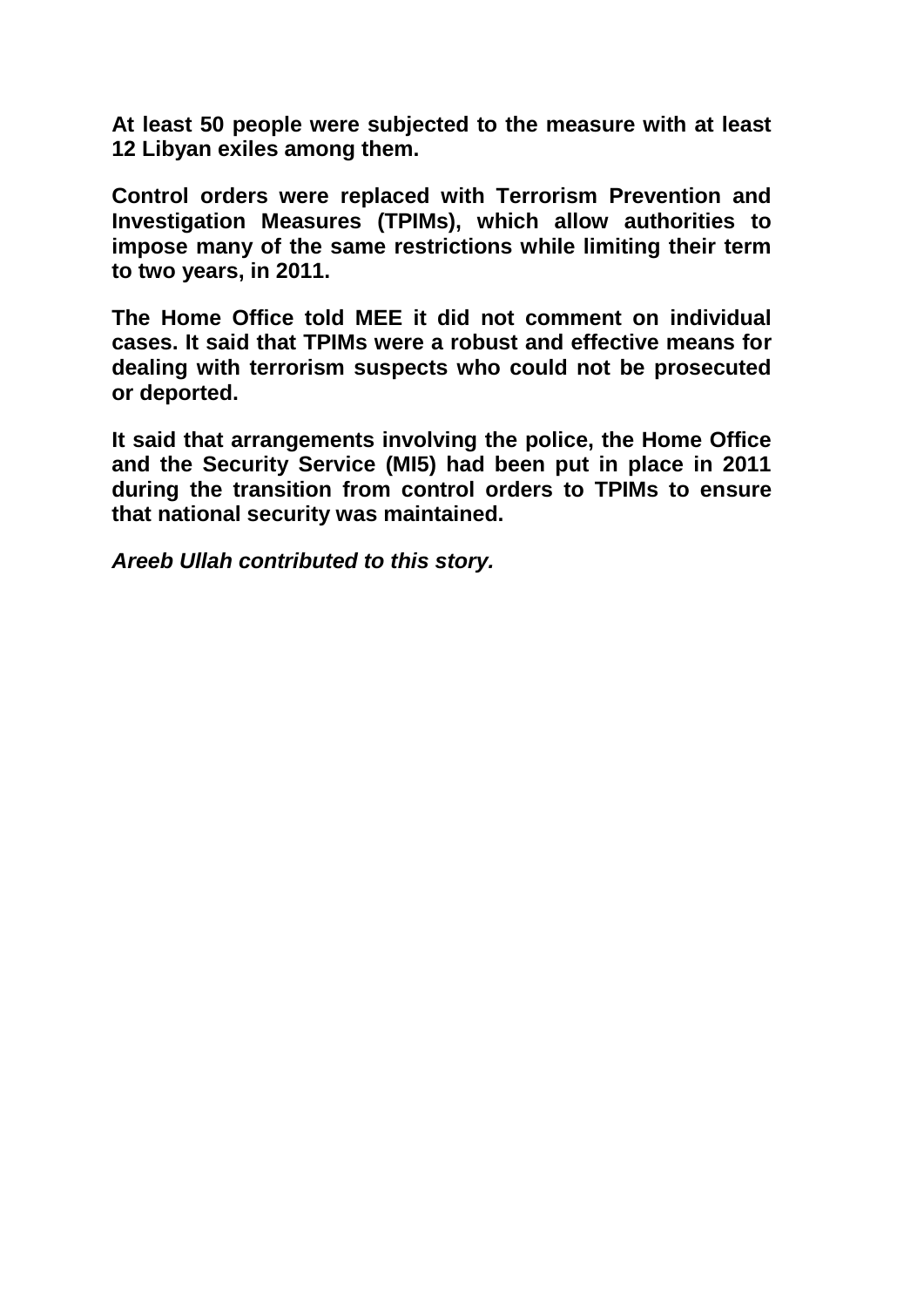**At least 50 people were subjected to the measure with at least 12 Libyan exiles among them.**

**Control orders were replaced with Terrorism Prevention and Investigation Measures (TPIMs), which allow authorities to impose many of the same restrictions while limiting their term to two years, in 2011.**

**The Home Office told MEE it did not comment on individual cases. It said that TPIMs were a robust and effective means for dealing with terrorism suspects who could not be prosecuted or deported.**

**It said that arrangements involving the police, the Home Office and the Security Service (MI5) had been put in place in 2011 during the transition from control orders to TPIMs to ensure that national security was maintained.**

***Areeb Ullah contributed to this story.***